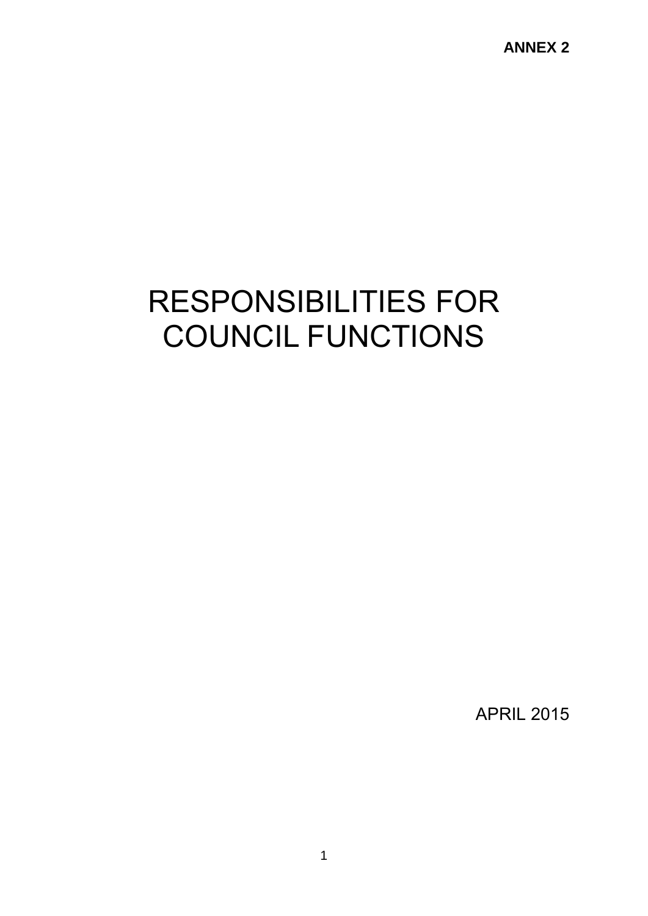**ANNEX 2**

# RESPONSIBILITIES FOR COUNCIL FUNCTIONS

APRIL 2015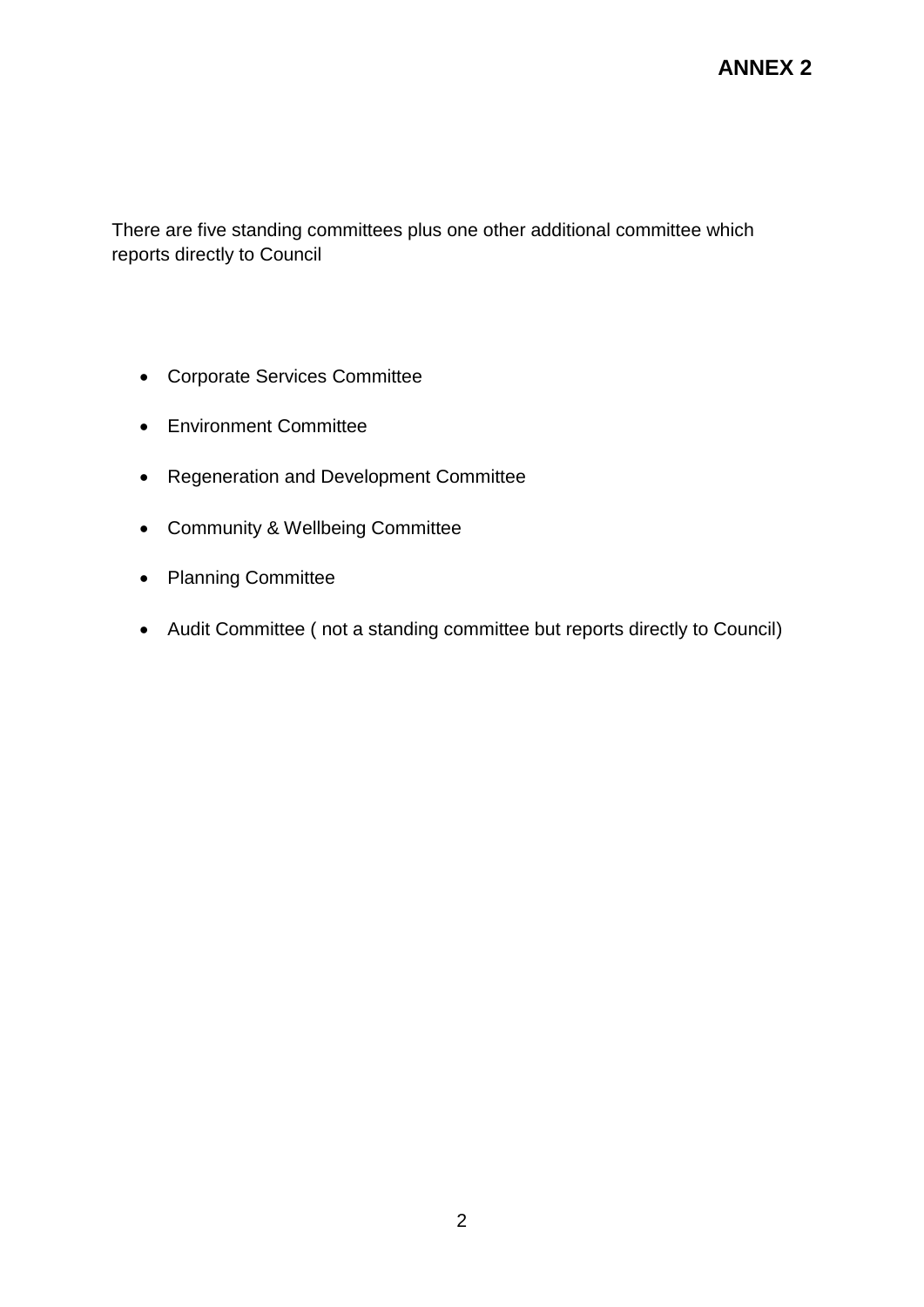**ANNEX 2**

There are five standing committees plus one other additional committee which reports directly to Council

- Corporate Services Committee
- Environment Committee
- Regeneration and Development Committee
- Community & Wellbeing Committee
- Planning Committee
- Audit Committee ( not a standing committee but reports directly to Council)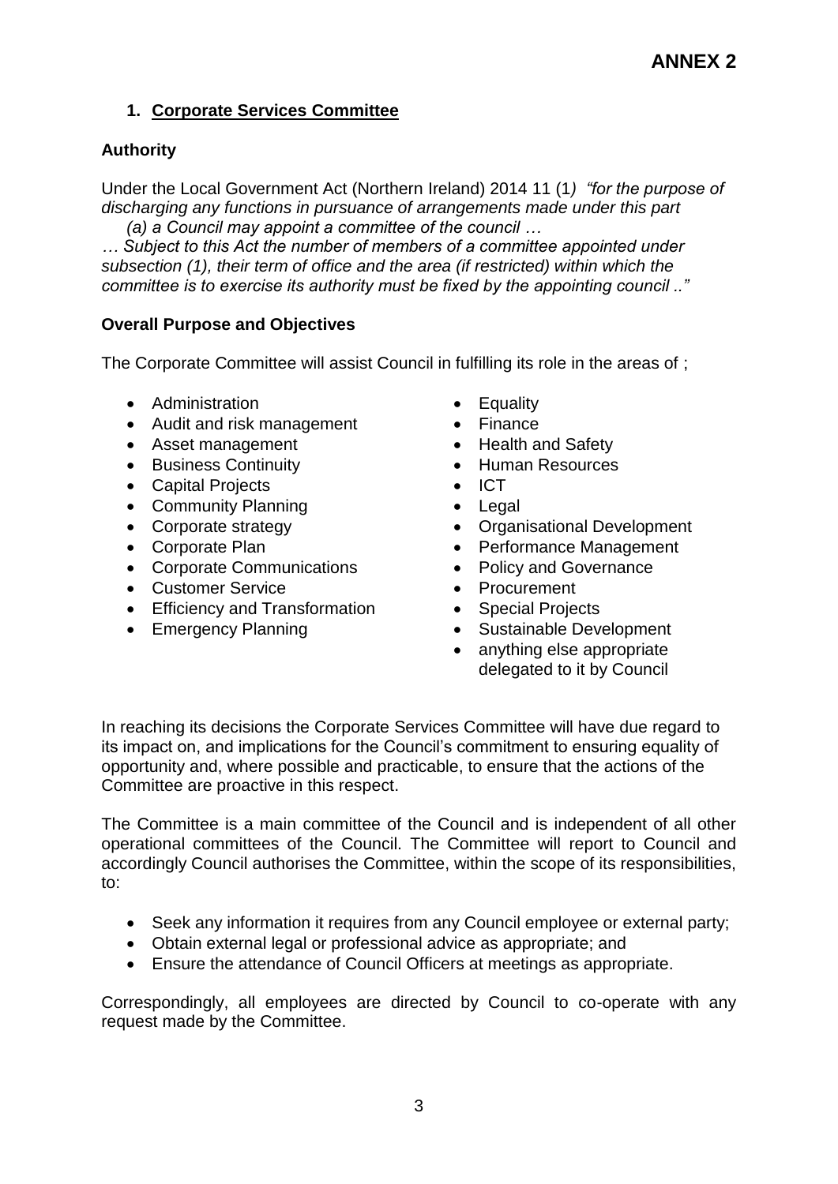**ANNEX 2**

## 1. Corporate Services Committee

### Authority

Under the Local Government Act (Northern Ireland) 2014 11 (1*) "for the purpose of discharging any functions in pursuance of arrangements made under this part*
*(a) a Council may appoint a committee of the council …*
*… Subject to this Act the number of members of a committee appointed under subsection (1), their term of office and the area (if restricted) within which the committee is to exercise its authority must be fixed by the appointing council .."*

### Overall Purpose and Objectives

The Corporate Committee will assist Council in fulfilling its role in the areas of ;

- Administration
- Audit and risk management
- Asset management
- Business Continuity
- Capital Projects
- Community Planning
- Corporate strategy
- Corporate Plan
- Corporate Communications
- Customer Service
- Efficiency and Transformation
- Emergency Planning
- Equality
- Finance
- Health and Safety
- Human Resources
- ICT
- Legal
- Organisational Development
- Performance Management
- Policy and Governance
- Procurement
- Special Projects
- Sustainable Development
- anything else appropriate delegated to it by Council

In reaching its decisions the Corporate Services Committee will have due regard to its impact on, and implications for the Council's commitment to ensuring equality of opportunity and, where possible and practicable, to ensure that the actions of the Committee are proactive in this respect.

The Committee is a main committee of the Council and is independent of all other operational committees of the Council. The Committee will report to Council and accordingly Council authorises the Committee, within the scope of its responsibilities, to:

- Seek any information it requires from any Council employee or external party;
- Obtain external legal or professional advice as appropriate; and
- Ensure the attendance of Council Officers at meetings as appropriate.

Correspondingly, all employees are directed by Council to co-operate with any request made by the Committee.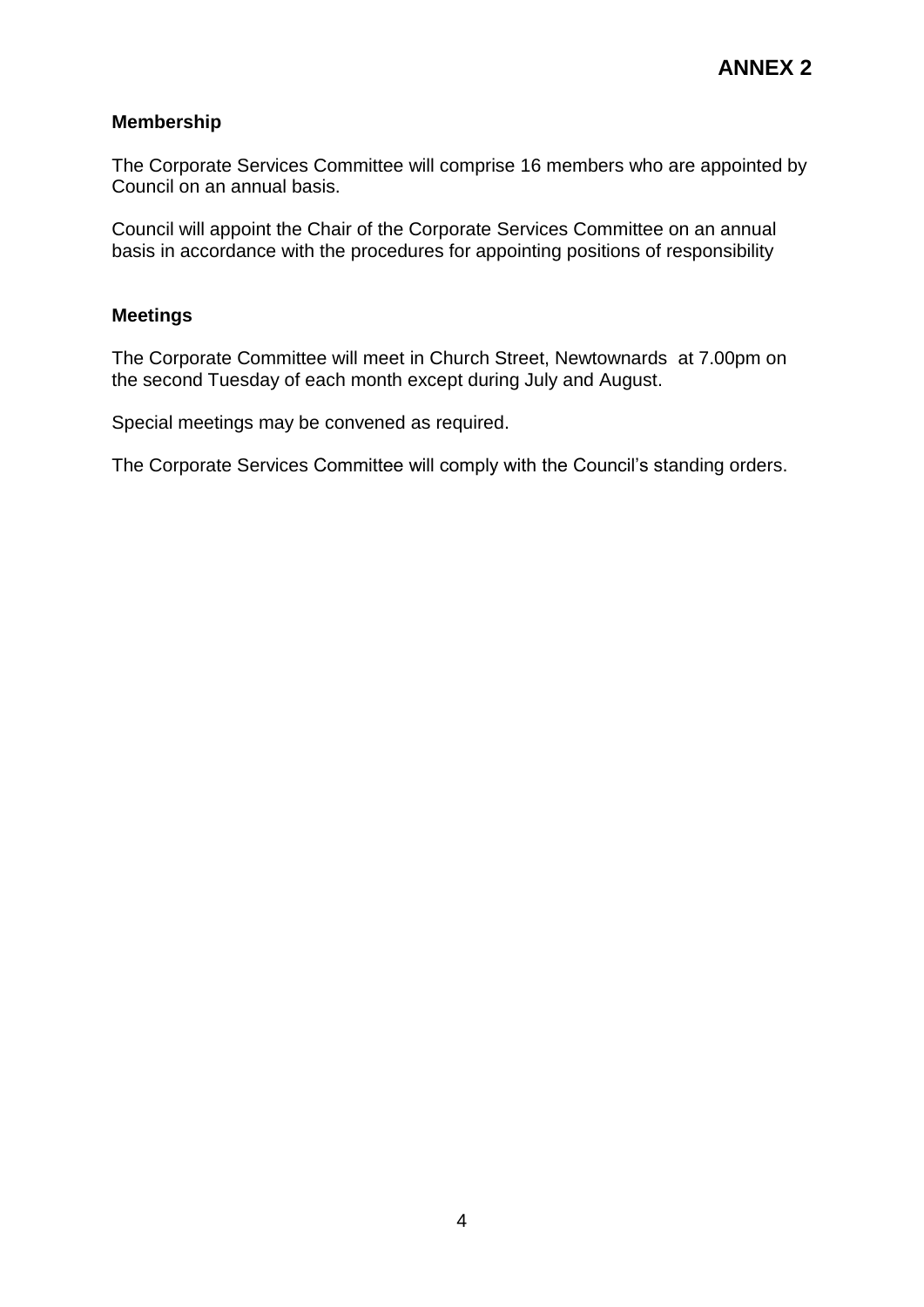# ANNEX 2

## Membership

The Corporate Services Committee will comprise 16 members who are appointed by Council on an annual basis.

Council will appoint the Chair of the Corporate Services Committee on an annual basis in accordance with the procedures for appointing positions of responsibility

## Meetings

The Corporate Committee will meet in Church Street, Newtownards at 7.00pm on the second Tuesday of each month except during July and August.

Special meetings may be convened as required.

The Corporate Services Committee will comply with the Council's standing orders.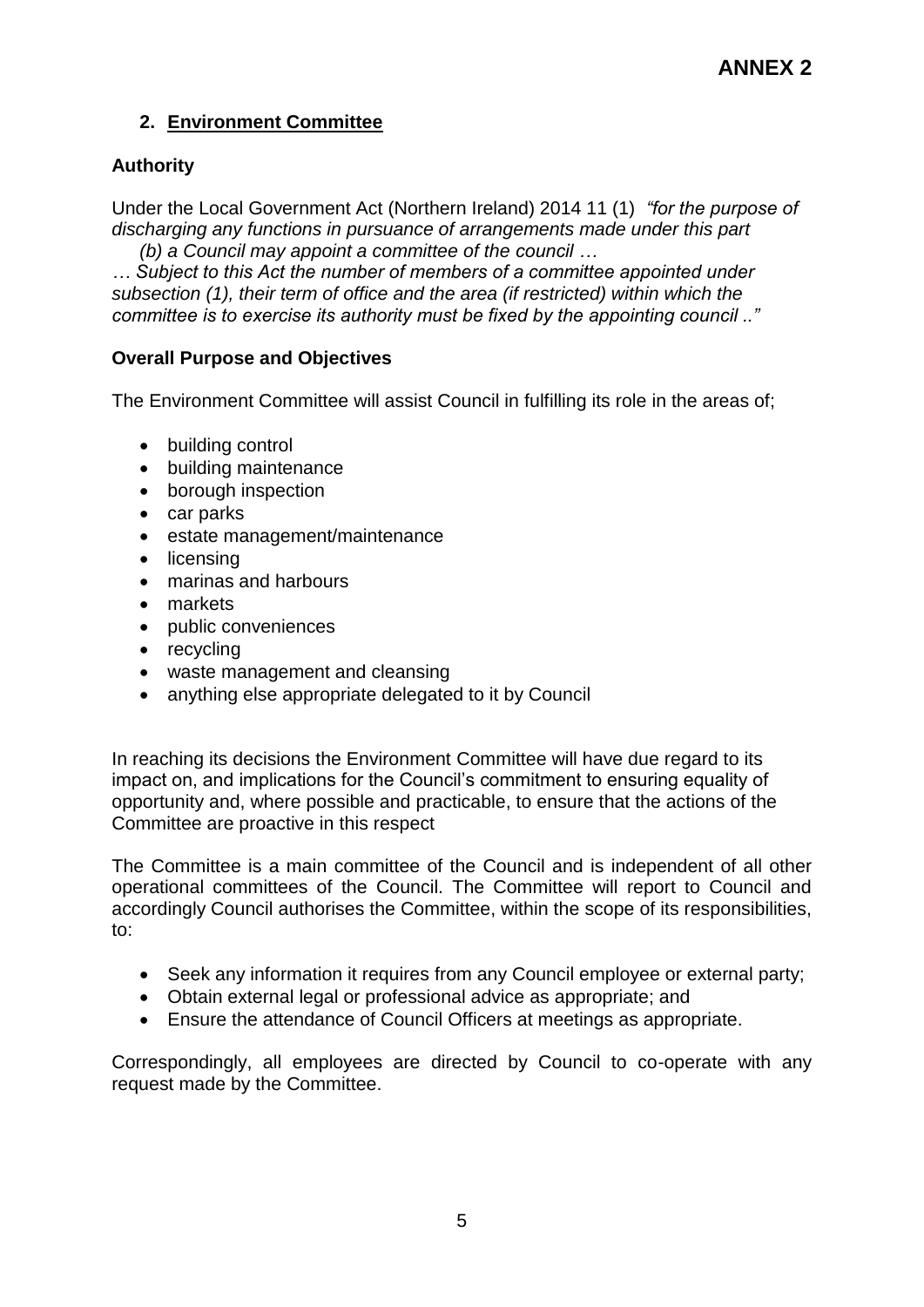**ANNEX 2**

## 2. Environment Committee

### Authority

Under the Local Government Act (Northern Ireland) 2014 11 (1) *"for the purpose of discharging any functions in pursuance of arrangements made under this part*
*(b) a Council may appoint a committee of the council …*
*… Subject to this Act the number of members of a committee appointed under subsection (1), their term of office and the area (if restricted) within which the committee is to exercise its authority must be fixed by the appointing council .."*

### Overall Purpose and Objectives

The Environment Committee will assist Council in fulfilling its role in the areas of;

- building control
- building maintenance
- borough inspection
- car parks
- estate management/maintenance
- licensing
- marinas and harbours
- markets
- public conveniences
- recycling
- waste management and cleansing
- anything else appropriate delegated to it by Council

In reaching its decisions the Environment Committee will have due regard to its impact on, and implications for the Council's commitment to ensuring equality of opportunity and, where possible and practicable, to ensure that the actions of the Committee are proactive in this respect

The Committee is a main committee of the Council and is independent of all other operational committees of the Council. The Committee will report to Council and accordingly Council authorises the Committee, within the scope of its responsibilities, to:

- Seek any information it requires from any Council employee or external party;
- Obtain external legal or professional advice as appropriate; and
- Ensure the attendance of Council Officers at meetings as appropriate.

Correspondingly, all employees are directed by Council to co-operate with any request made by the Committee.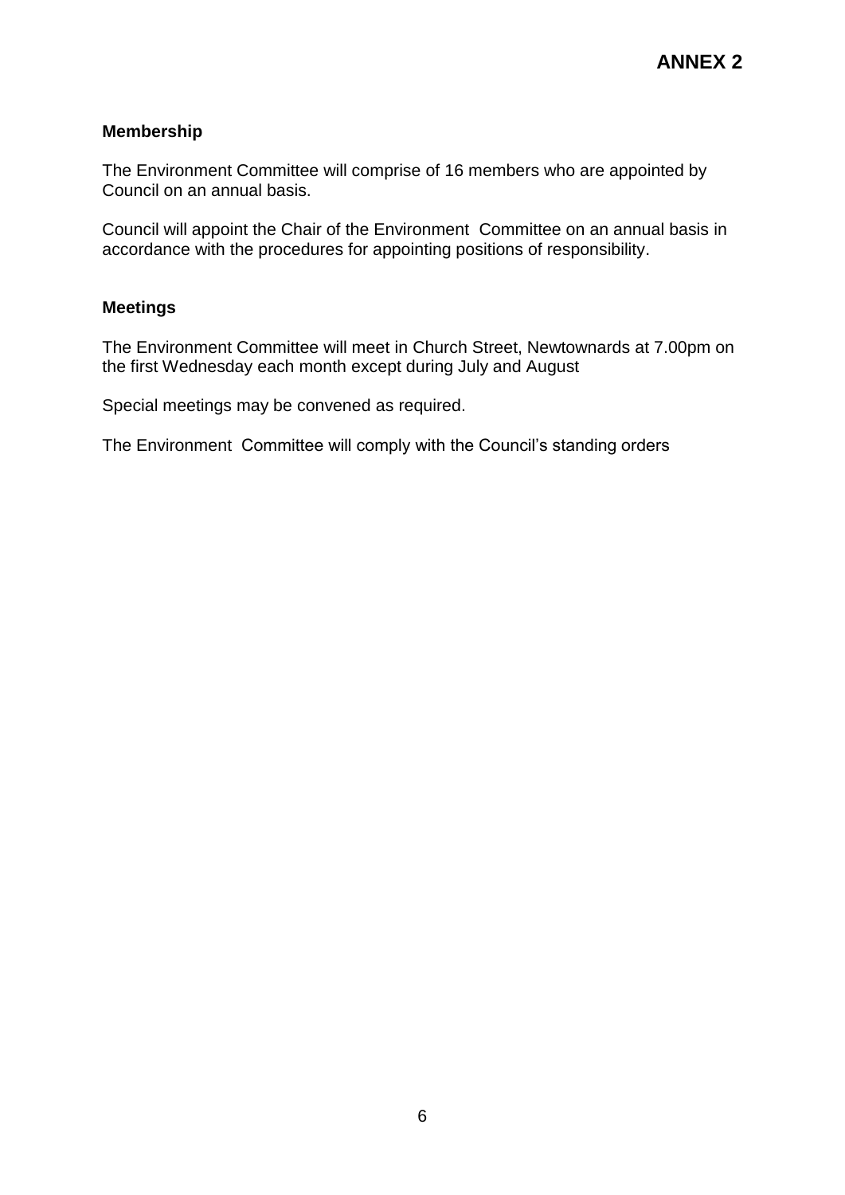**ANNEX 2**

**Membership**

The Environment Committee will comprise of 16 members who are appointed by Council on an annual basis.

Council will appoint the Chair of the Environment Committee on an annual basis in accordance with the procedures for appointing positions of responsibility.

**Meetings**

The Environment Committee will meet in Church Street, Newtownards at 7.00pm on the first Wednesday each month except during July and August

Special meetings may be convened as required.

The Environment Committee will comply with the Council's standing orders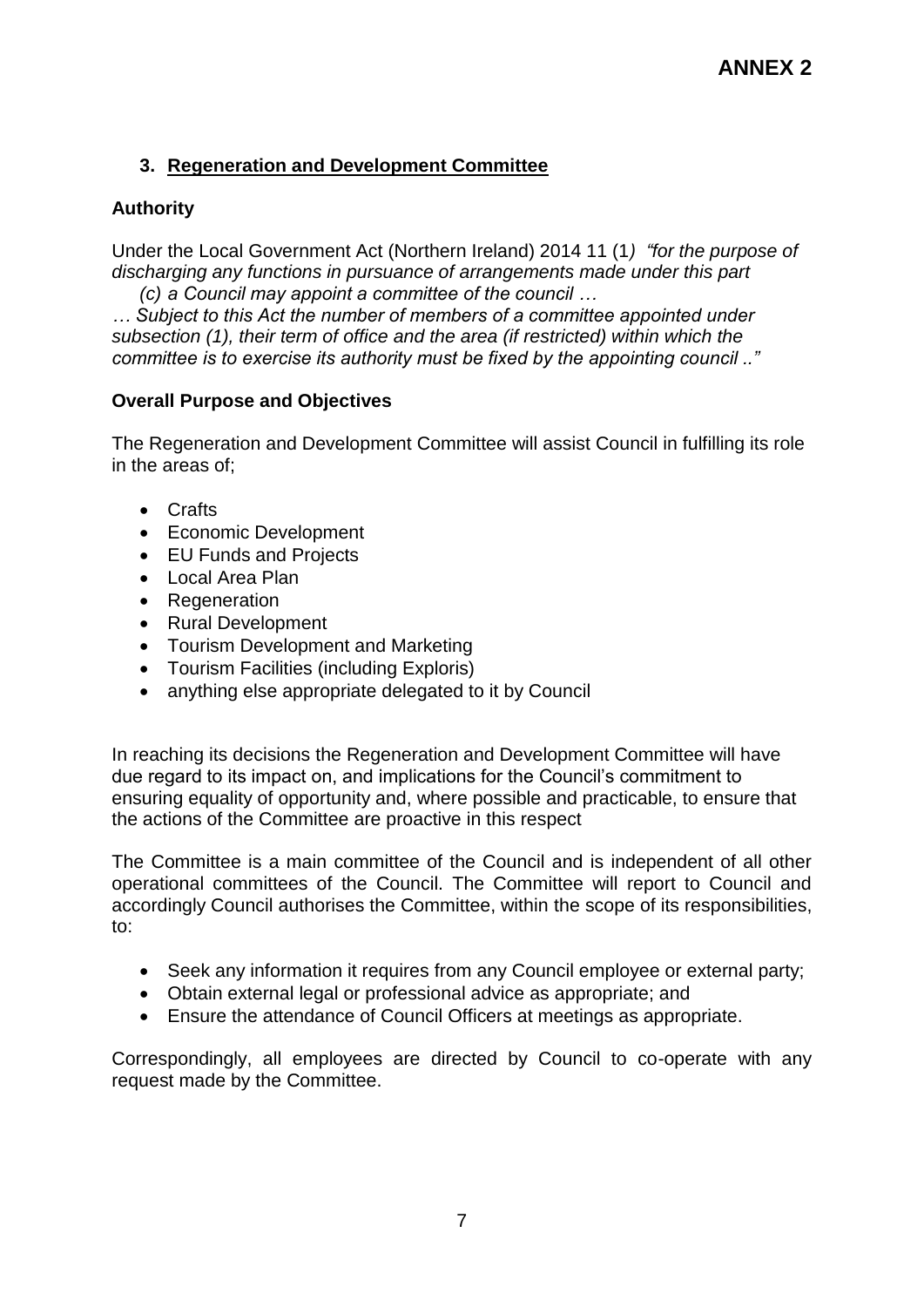# ANNEX 2

## 3. Regeneration and Development Committee

**Authority**

Under the Local Government Act (Northern Ireland) 2014 11 (1*) "for the purpose of discharging any functions in pursuance of arrangements made under this part*

*(c) a Council may appoint a committee of the council …*

*… Subject to this Act the number of members of a committee appointed under subsection (1), their term of office and the area (if restricted) within which the committee is to exercise its authority must be fixed by the appointing council .."*

**Overall Purpose and Objectives**

The Regeneration and Development Committee will assist Council in fulfilling its role in the areas of;

- Crafts
- Economic Development
- EU Funds and Projects
- Local Area Plan
- Regeneration
- Rural Development
- Tourism Development and Marketing
- Tourism Facilities (including Exploris)
- anything else appropriate delegated to it by Council

In reaching its decisions the Regeneration and Development Committee will have due regard to its impact on, and implications for the Council's commitment to ensuring equality of opportunity and, where possible and practicable, to ensure that the actions of the Committee are proactive in this respect

The Committee is a main committee of the Council and is independent of all other operational committees of the Council. The Committee will report to Council and accordingly Council authorises the Committee, within the scope of its responsibilities, to:

- Seek any information it requires from any Council employee or external party;
- Obtain external legal or professional advice as appropriate; and
- Ensure the attendance of Council Officers at meetings as appropriate.

Correspondingly, all employees are directed by Council to co-operate with any request made by the Committee.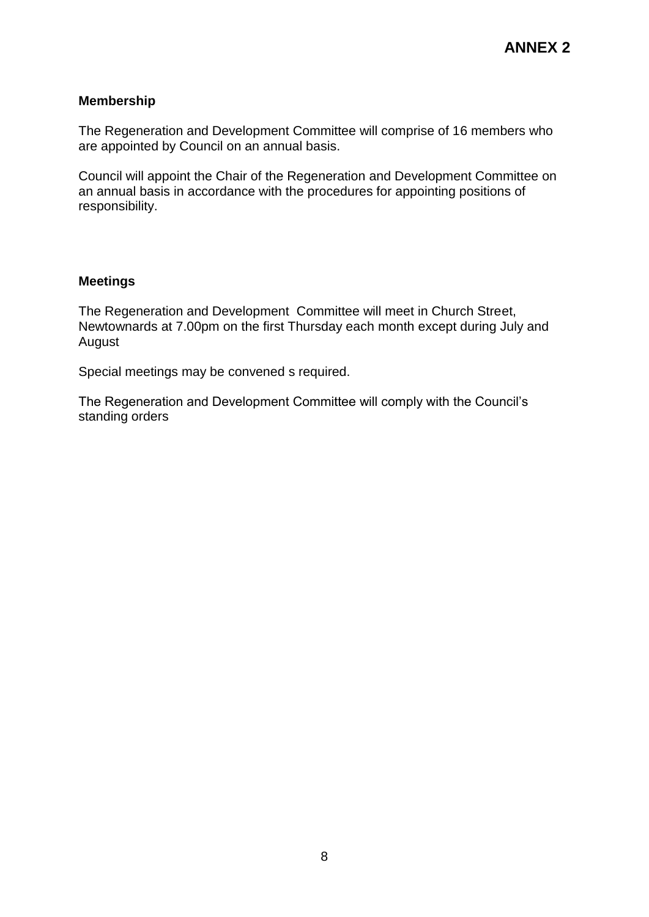**ANNEX 2**

**Membership**

The Regeneration and Development Committee will comprise of 16 members who are appointed by Council on an annual basis.

Council will appoint the Chair of the Regeneration and Development Committee on an annual basis in accordance with the procedures for appointing positions of responsibility.

**Meetings**

The Regeneration and Development Committee will meet in Church Street, Newtownards at 7.00pm on the first Thursday each month except during July and August

Special meetings may be convened s required.

The Regeneration and Development Committee will comply with the Council's standing orders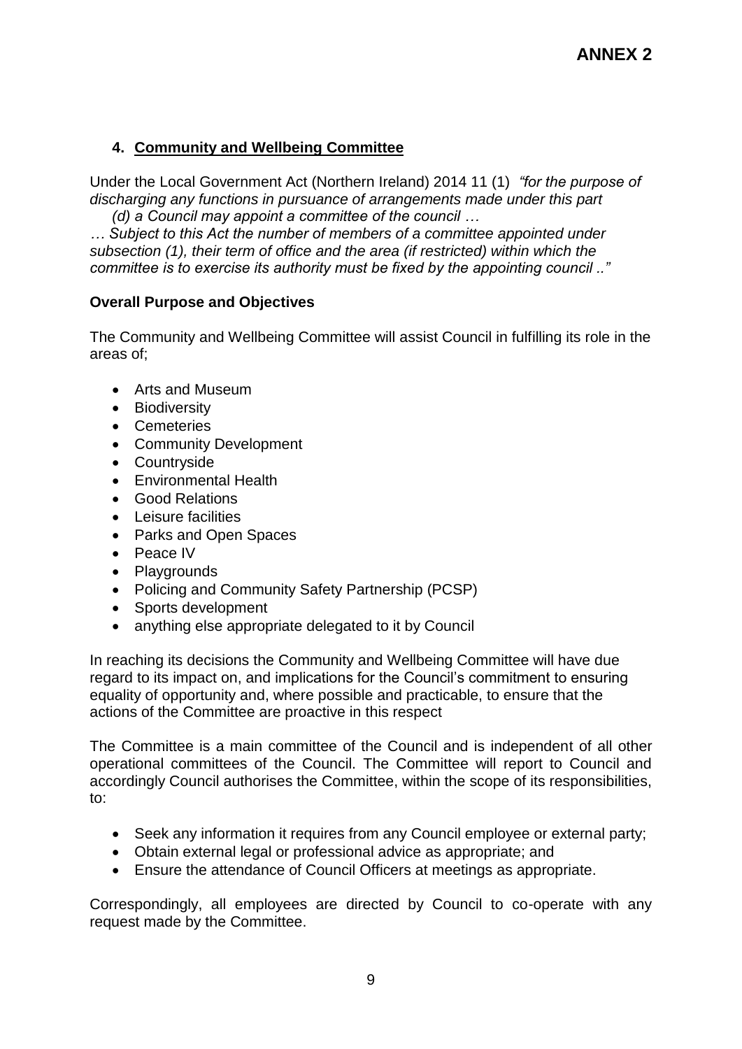**ANNEX 2**

## 4. Community and Wellbeing Committee

Under the Local Government Act (Northern Ireland) 2014 11 (1) *"for the purpose of discharging any functions in pursuance of arrangements made under this part*
*(d) a Council may appoint a committee of the council …*
*… Subject to this Act the number of members of a committee appointed under subsection (1), their term of office and the area (if restricted) within which the committee is to exercise its authority must be fixed by the appointing council .."*

### Overall Purpose and Objectives

The Community and Wellbeing Committee will assist Council in fulfilling its role in the areas of;

- Arts and Museum
- Biodiversity
- Cemeteries
- Community Development
- Countryside
- Environmental Health
- Good Relations
- Leisure facilities
- Parks and Open Spaces
- Peace IV
- Playgrounds
- Policing and Community Safety Partnership (PCSP)
- Sports development
- anything else appropriate delegated to it by Council

In reaching its decisions the Community and Wellbeing Committee will have due regard to its impact on, and implications for the Council's commitment to ensuring equality of opportunity and, where possible and practicable, to ensure that the actions of the Committee are proactive in this respect

The Committee is a main committee of the Council and is independent of all other operational committees of the Council. The Committee will report to Council and accordingly Council authorises the Committee, within the scope of its responsibilities, to:

- Seek any information it requires from any Council employee or external party;
- Obtain external legal or professional advice as appropriate; and
- Ensure the attendance of Council Officers at meetings as appropriate.

Correspondingly, all employees are directed by Council to co-operate with any request made by the Committee.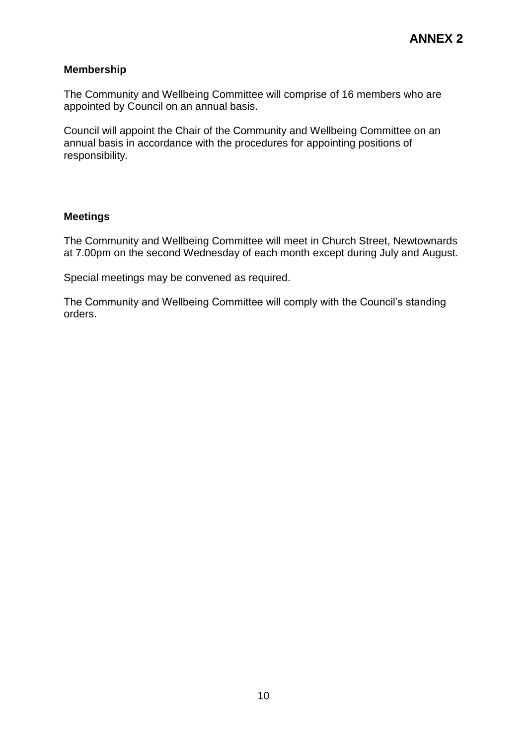# ANNEX 2

## Membership

The Community and Wellbeing Committee will comprise of 16 members who are appointed by Council on an annual basis.

Council will appoint the Chair of the Community and Wellbeing Committee on an annual basis in accordance with the procedures for appointing positions of responsibility.

## Meetings

The Community and Wellbeing Committee will meet in Church Street, Newtownards at 7.00pm on the second Wednesday of each month except during July and August.

Special meetings may be convened as required.

The Community and Wellbeing Committee will comply with the Council's standing orders.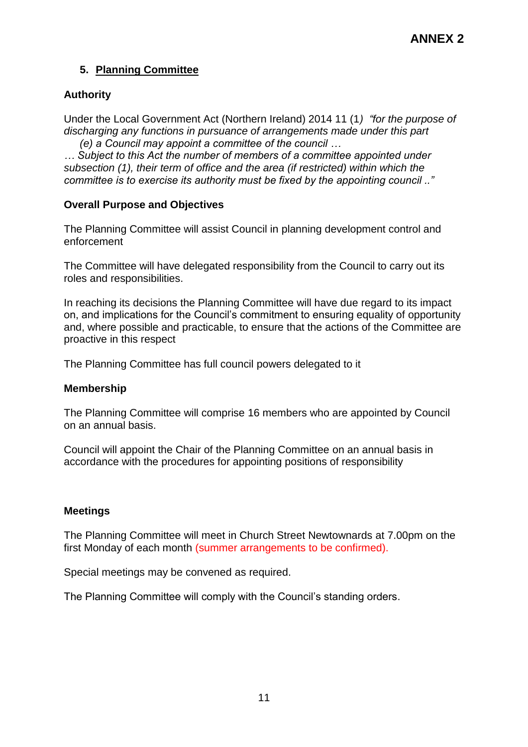**ANNEX 2**

## 5. Planning Committee

### Authority

Under the Local Government Act (Northern Ireland) 2014 11 (1*) "for the purpose of discharging any functions in pursuance of arrangements made under this part*
*(e) a Council may appoint a committee of the council …*
*… Subject to this Act the number of members of a committee appointed under subsection (1), their term of office and the area (if restricted) within which the committee is to exercise its authority must be fixed by the appointing council .."*

### Overall Purpose and Objectives

The Planning Committee will assist Council in planning development control and enforcement

The Committee will have delegated responsibility from the Council to carry out its roles and responsibilities.

In reaching its decisions the Planning Committee will have due regard to its impact on, and implications for the Council's commitment to ensuring equality of opportunity and, where possible and practicable, to ensure that the actions of the Committee are proactive in this respect

The Planning Committee has full council powers delegated to it

### Membership

The Planning Committee will comprise 16 members who are appointed by Council on an annual basis.

Council will appoint the Chair of the Planning Committee on an annual basis in accordance with the procedures for appointing positions of responsibility

### Meetings

The Planning Committee will meet in Church Street Newtownards at 7.00pm on the first Monday of each month (summer arrangements to be confirmed).

Special meetings may be convened as required.

The Planning Committee will comply with the Council's standing orders.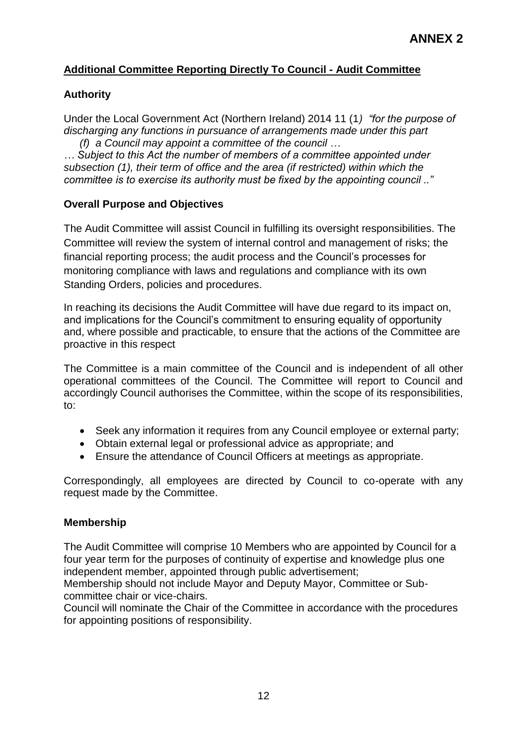**ANNEX 2**

## Additional Committee Reporting Directly To Council - Audit Committee

### Authority

Under the Local Government Act (Northern Ireland) 2014 11 (1*) "for the purpose of discharging any functions in pursuance of arrangements made under this part*
*(f) a Council may appoint a committee of the council …*
*… Subject to this Act the number of members of a committee appointed under subsection (1), their term of office and the area (if restricted) within which the committee is to exercise its authority must be fixed by the appointing council .."*

### Overall Purpose and Objectives

The Audit Committee will assist Council in fulfilling its oversight responsibilities. The Committee will review the system of internal control and management of risks; the financial reporting process; the audit process and the Council's processes for monitoring compliance with laws and regulations and compliance with its own Standing Orders, policies and procedures.

In reaching its decisions the Audit Committee will have due regard to its impact on, and implications for the Council's commitment to ensuring equality of opportunity and, where possible and practicable, to ensure that the actions of the Committee are proactive in this respect

The Committee is a main committee of the Council and is independent of all other operational committees of the Council. The Committee will report to Council and accordingly Council authorises the Committee, within the scope of its responsibilities, to:

- Seek any information it requires from any Council employee or external party;
- Obtain external legal or professional advice as appropriate; and
- Ensure the attendance of Council Officers at meetings as appropriate.

Correspondingly, all employees are directed by Council to co-operate with any request made by the Committee.

### Membership

The Audit Committee will comprise 10 Members who are appointed by Council for a four year term for the purposes of continuity of expertise and knowledge plus one independent member, appointed through public advertisement;
Membership should not include Mayor and Deputy Mayor, Committee or Sub-committee chair or vice-chairs.
Council will nominate the Chair of the Committee in accordance with the procedures for appointing positions of responsibility.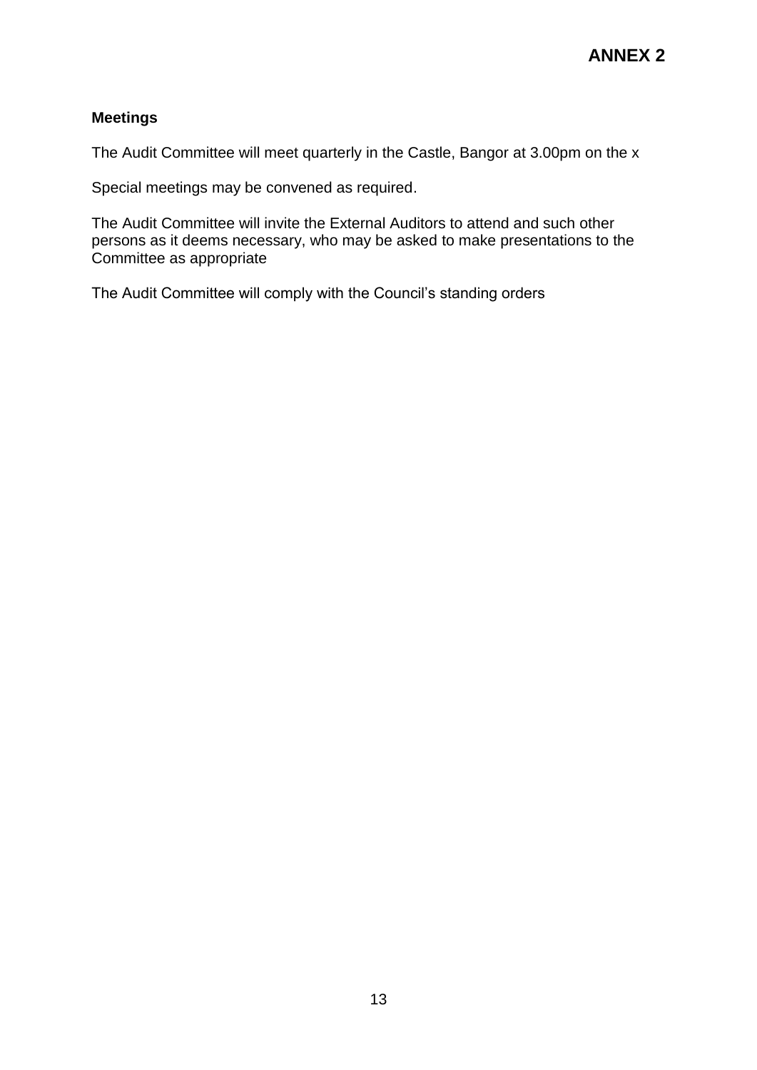**ANNEX 2**

**Meetings**

The Audit Committee will meet quarterly in the Castle, Bangor at 3.00pm on the x

Special meetings may be convened as required.

The Audit Committee will invite the External Auditors to attend and such other persons as it deems necessary, who may be asked to make presentations to the Committee as appropriate

The Audit Committee will comply with the Council's standing orders